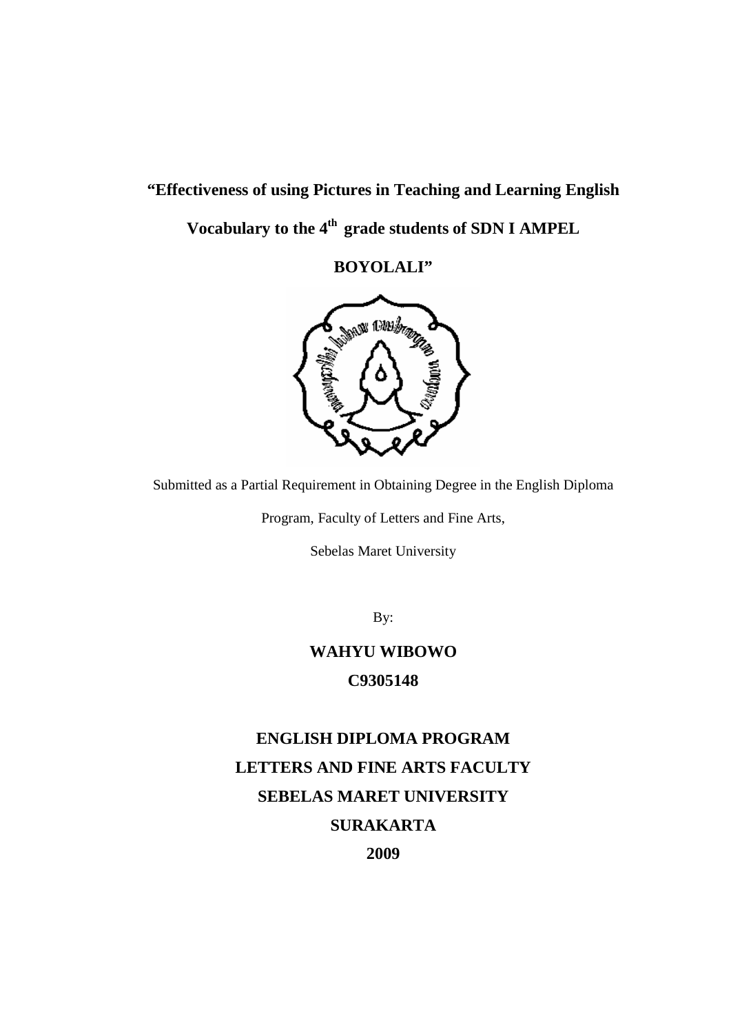# "Effectiveness of using Pictures in Teaching and Learning English Vocabulary to the 4th grade students of SDN I AMPEL BOYOLALI"

Submitted as a Partial Requirement in Obtaining Degree in the English Diploma Program, Faculty of Letters and Fine Arts,

Sebelas Maret University

By:

**WAHYU WIBOWO**

**C9305148**

**ENGLISH DIPLOMA PROGRAM**

**LETTERS AND FINE ARTS FACULTY**

**SEBELAS MARET UNIVERSITY**

**SURAKARTA**

**2009**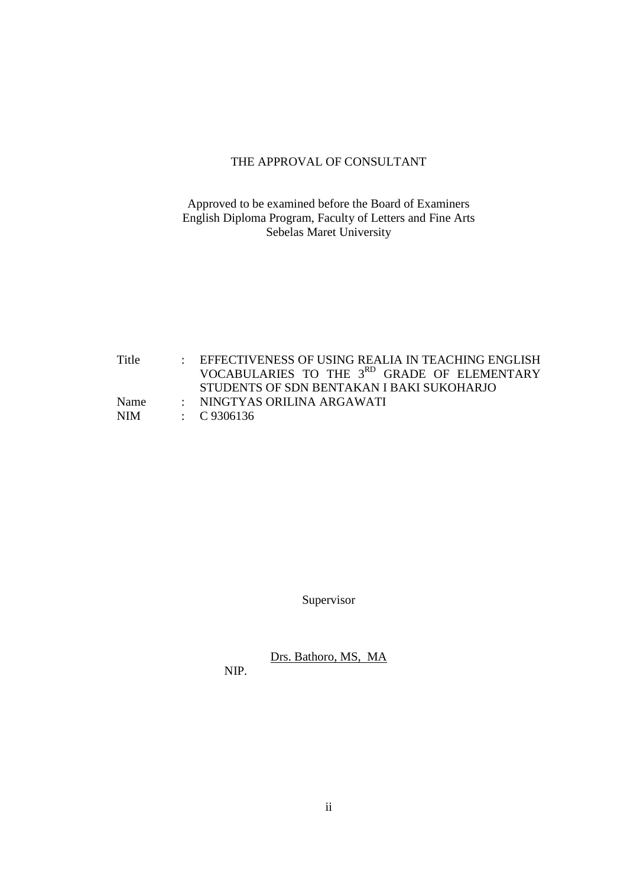# THE APPROVAL OF CONSULTANT

Approved to be examined before the Board of Examiners
English Diploma Program, Faculty of Letters and Fine Arts
Sebelas Maret University

| | | |
|---|---|---|
| Title | : | EFFECTIVENESS OF USING REALIA IN TEACHING ENGLISH VOCABULARIES TO THE 3RD GRADE OF ELEMENTARY STUDENTS OF SDN BENTAKAN I BAKI SUKOHARJO |
| Name | : | NINGTYAS ORILINA ARGAWATI |
| NIM | : | C 9306136 |

Supervisor

Drs. Bathoro, MS, MA

NIP.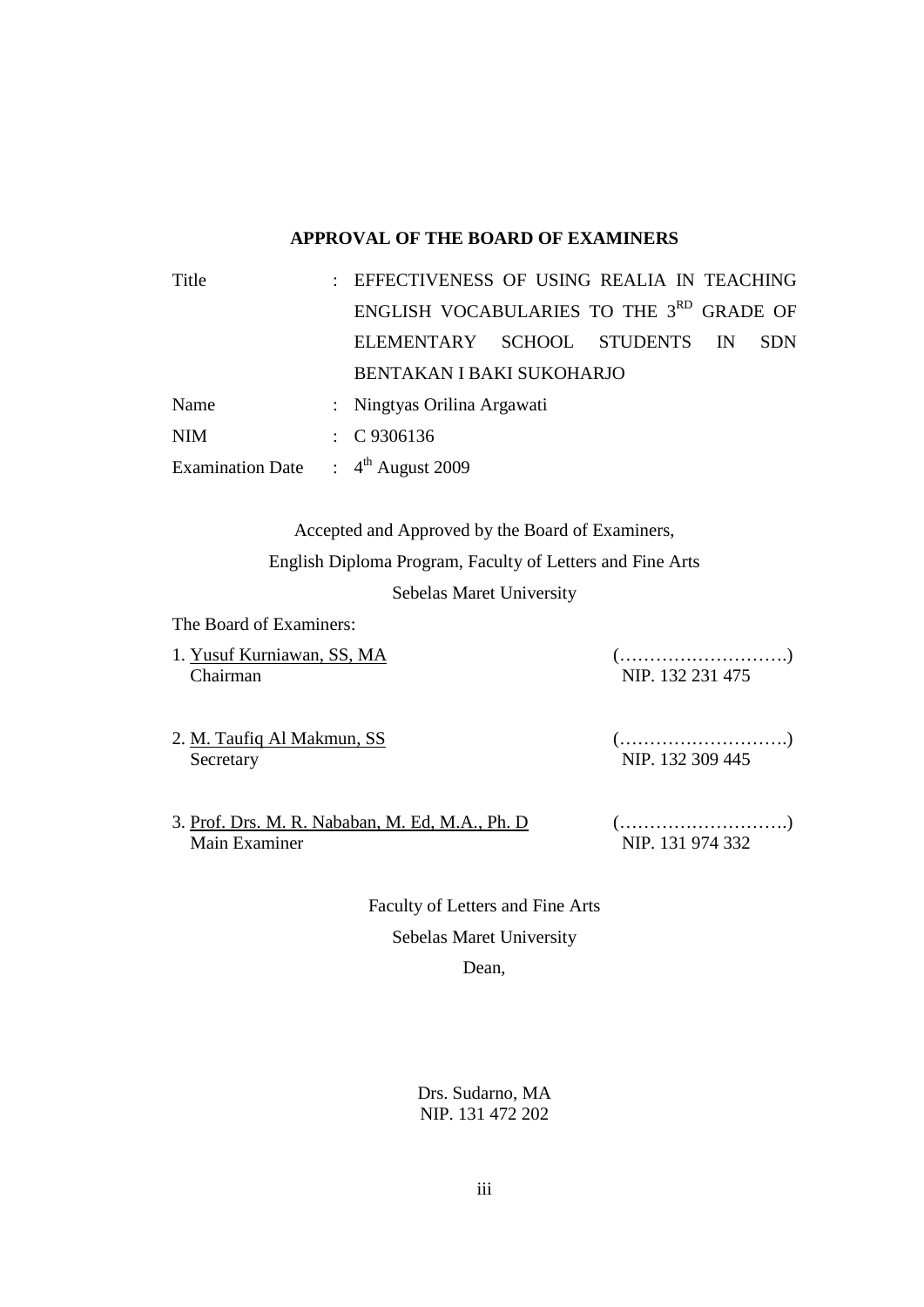## APPROVAL OF THE BOARD OF EXAMINERS

| | | |
|---|---|---|
| Title | : | EFFECTIVENESS OF USING REALIA IN TEACHING ENGLISH VOCABULARIES TO THE 3RD GRADE OF ELEMENTARY SCHOOL STUDENTS IN SDN BENTAKAN I BAKI SUKOHARJO |
| Name | : | Ningtyas Orilina Argawati |
| NIM | : | C 9306136 |
| Examination Date | : | 4th August 2009 |

Accepted and Approved by the Board of Examiners,

English Diploma Program, Faculty of Letters and Fine Arts

Sebelas Maret University

The Board of Examiners:

1. Yusuf Kurniawan, SS, MA (……………………….)
   Chairman NIP. 132 231 475

2. M. Taufiq Al Makmun, SS (……………………….)
   Secretary NIP. 132 309 445

3. Prof. Drs. M. R. Nababan, M. Ed, M.A., Ph. D (……………………….)
   Main Examiner NIP. 131 974 332

Faculty of Letters and Fine Arts

Sebelas Maret University

Dean,

Drs. Sudarno, MA

NIP. 131 472 202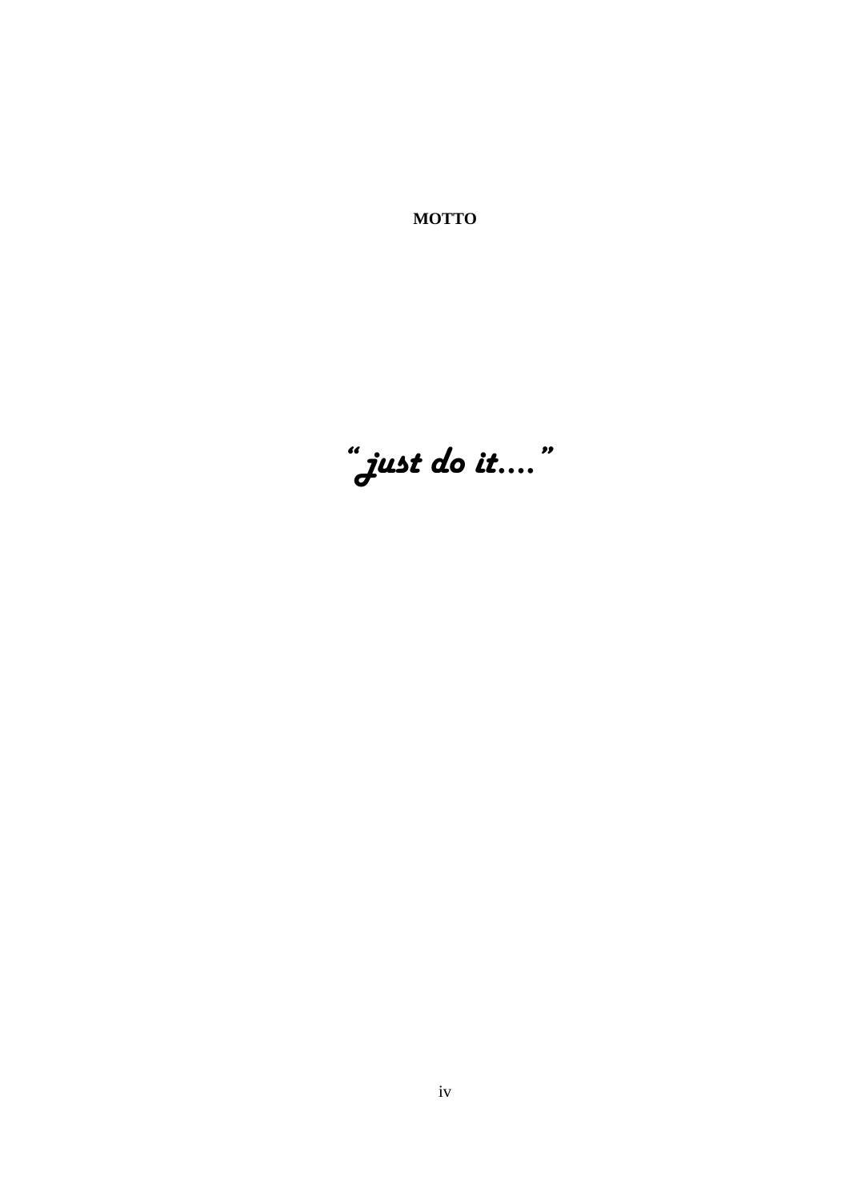**MOTTO**

*"just do it…."*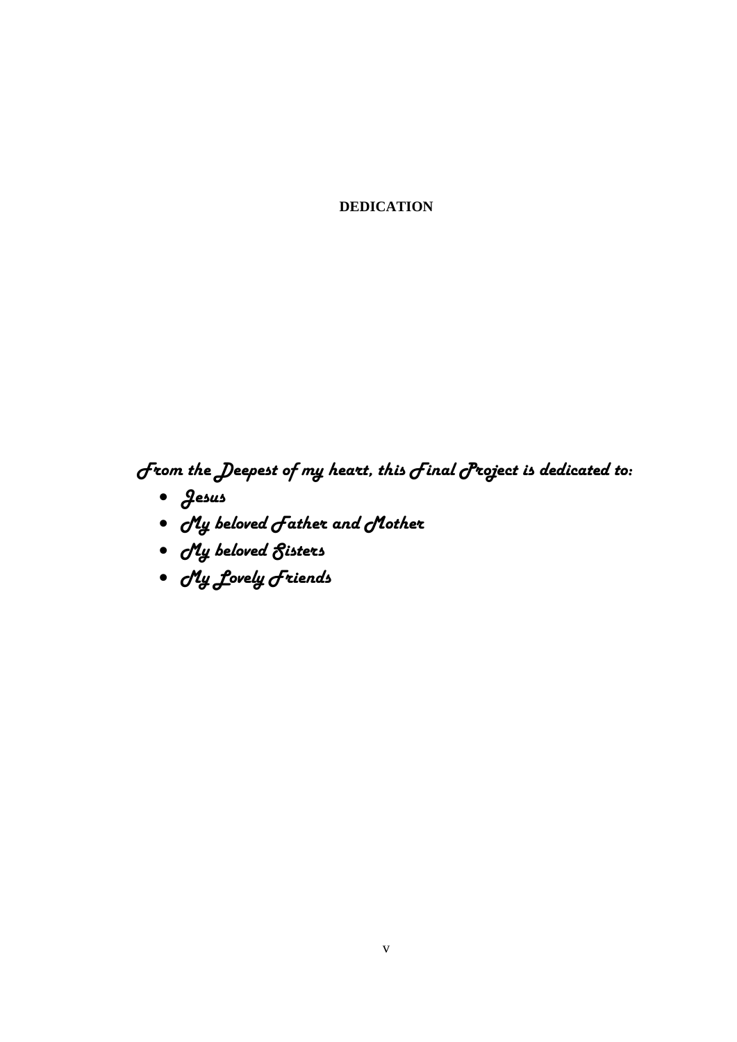# DEDICATION

*From the Deepest of my heart, this Final Project is dedicated to:*

- *Jesus*
- *My beloved Father and Mother*
- *My beloved Sisters*
- *My Lovely Friends*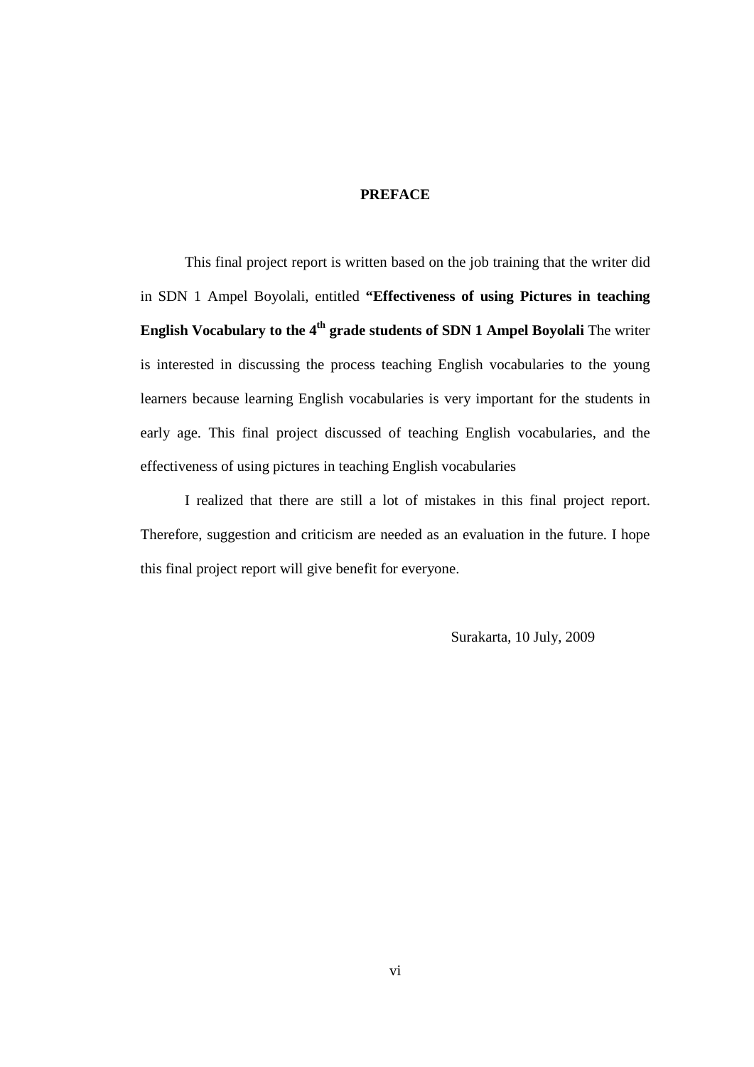## PREFACE

This final project report is written based on the job training that the writer did in SDN 1 Ampel Boyolali, entitled **"Effectiveness of using Pictures in teaching English Vocabulary to the 4th grade students of SDN 1 Ampel Boyolali** The writer is interested in discussing the process teaching English vocabularies to the young learners because learning English vocabularies is very important for the students in early age. This final project discussed of teaching English vocabularies, and the effectiveness of using pictures in teaching English vocabularies

I realized that there are still a lot of mistakes in this final project report. Therefore, suggestion and criticism are needed as an evaluation in the future. I hope this final project report will give benefit for everyone.

Surakarta, 10 July, 2009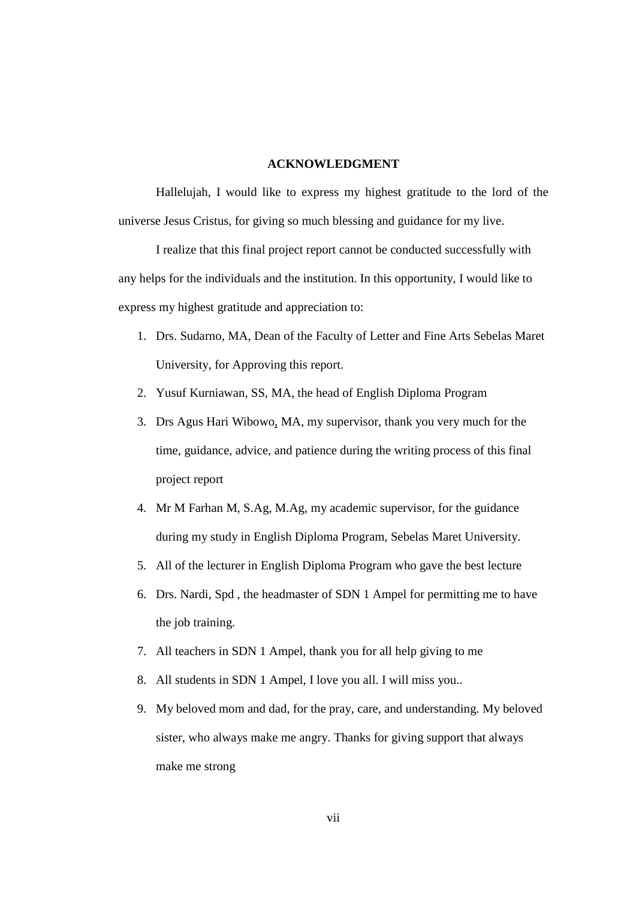## ACKNOWLEDGMENT

Hallelujah, I would like to express my highest gratitude to the lord of the universe Jesus Cristus, for giving so much blessing and guidance for my live.

I realize that this final project report cannot be conducted successfully with any helps for the individuals and the institution. In this opportunity, I would like to express my highest gratitude and appreciation to:

1. Drs. Sudarno, MA, Dean of the Faculty of Letter and Fine Arts Sebelas Maret University, for Approving this report.
2. Yusuf Kurniawan, SS, MA, the head of English Diploma Program
3. Drs Agus Hari Wibowo, MA, my supervisor, thank you very much for the time, guidance, advice, and patience during the writing process of this final project report
4. Mr M Farhan M, S.Ag, M.Ag, my academic supervisor, for the guidance during my study in English Diploma Program, Sebelas Maret University.
5. All of the lecturer in English Diploma Program who gave the best lecture
6. Drs. Nardi, Spd , the headmaster of SDN 1 Ampel for permitting me to have the job training.
7. All teachers in SDN 1 Ampel, thank you for all help giving to me
8. All students in SDN 1 Ampel, I love you all. I will miss you..
9. My beloved mom and dad, for the pray, care, and understanding. My beloved sister, who always make me angry. Thanks for giving support that always make me strong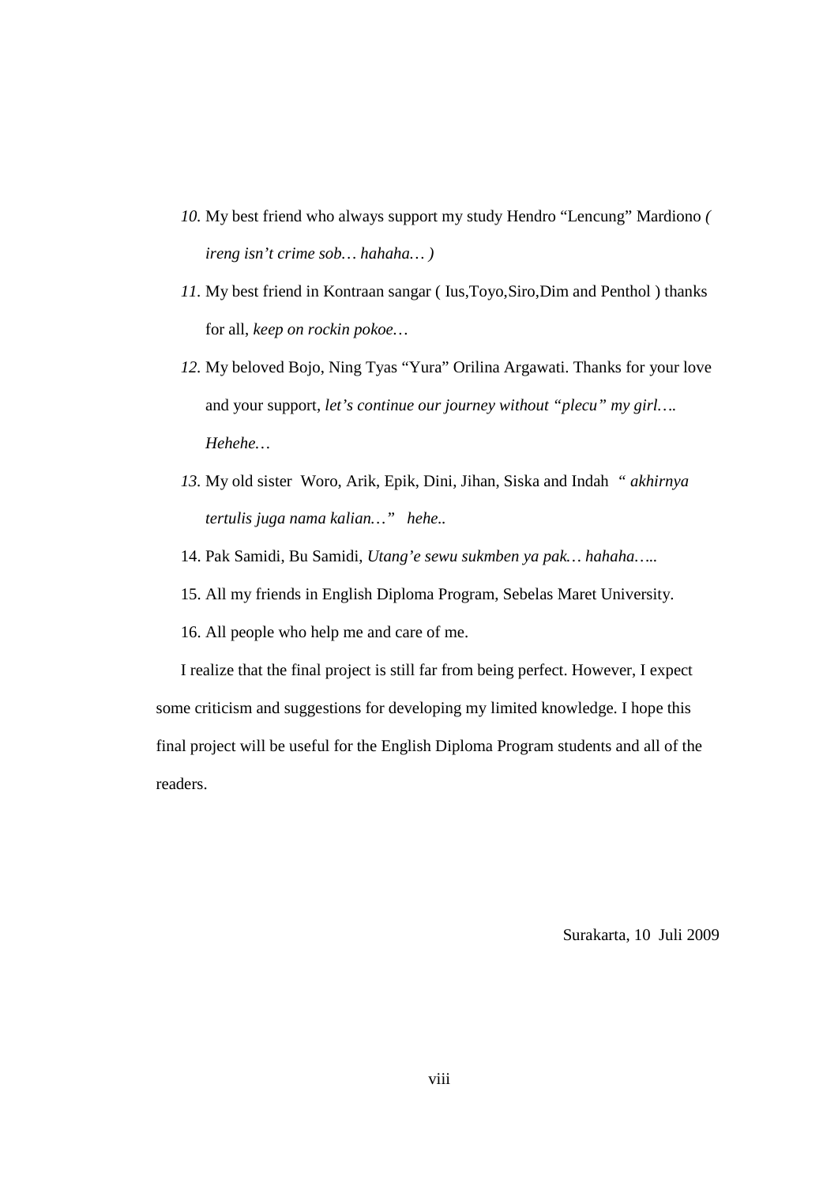10. My best friend who always support my study Hendro "Lencung" Mardiono *( ireng isn't crime sob… hahaha… )*
11. My best friend in Kontraan sangar ( Ius,Toyo,Siro,Dim and Penthol ) thanks for all, *keep on rockin pokoe…*
12. My beloved Bojo, Ning Tyas "Yura" Orilina Argawati. Thanks for your love and your support, *let's continue our journey without "plecu" my girl…. Hehehe…*
13. My old sister Woro, Arik, Epik, Dini, Jihan, Siska and Indah *" akhirnya tertulis juga nama kalian…" hehe..*
14. Pak Samidi, Bu Samidi, *Utang'e sewu sukmben ya pak… hahaha…..*
15. All my friends in English Diploma Program, Sebelas Maret University.
16. All people who help me and care of me.

I realize that the final project is still far from being perfect. However, I expect some criticism and suggestions for developing my limited knowledge. I hope this final project will be useful for the English Diploma Program students and all of the readers.

Surakarta, 10 Juli 2009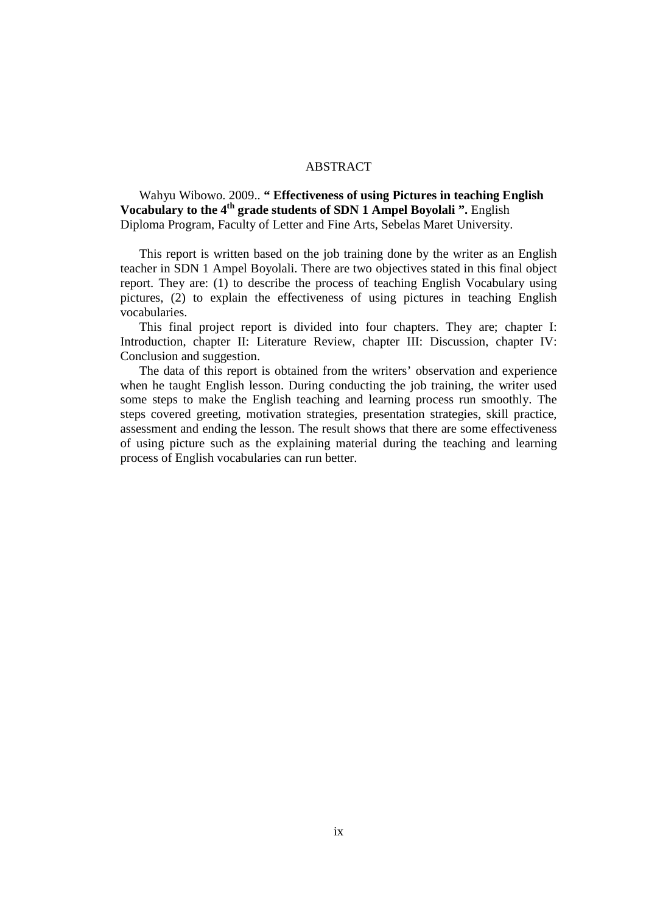# ABSTRACT

Wahyu Wibowo. 2009.. **" Effectiveness of using Pictures in teaching English Vocabulary to the 4th grade students of SDN 1 Ampel Boyolali ".** English Diploma Program, Faculty of Letter and Fine Arts, Sebelas Maret University.

This report is written based on the job training done by the writer as an English teacher in SDN 1 Ampel Boyolali. There are two objectives stated in this final object report. They are: (1) to describe the process of teaching English Vocabulary using pictures, (2) to explain the effectiveness of using pictures in teaching English vocabularies.

This final project report is divided into four chapters. They are; chapter I: Introduction, chapter II: Literature Review, chapter III: Discussion, chapter IV: Conclusion and suggestion.

The data of this report is obtained from the writers' observation and experience when he taught English lesson. During conducting the job training, the writer used some steps to make the English teaching and learning process run smoothly. The steps covered greeting, motivation strategies, presentation strategies, skill practice, assessment and ending the lesson. The result shows that there are some effectiveness of using picture such as the explaining material during the teaching and learning process of English vocabularies can run better.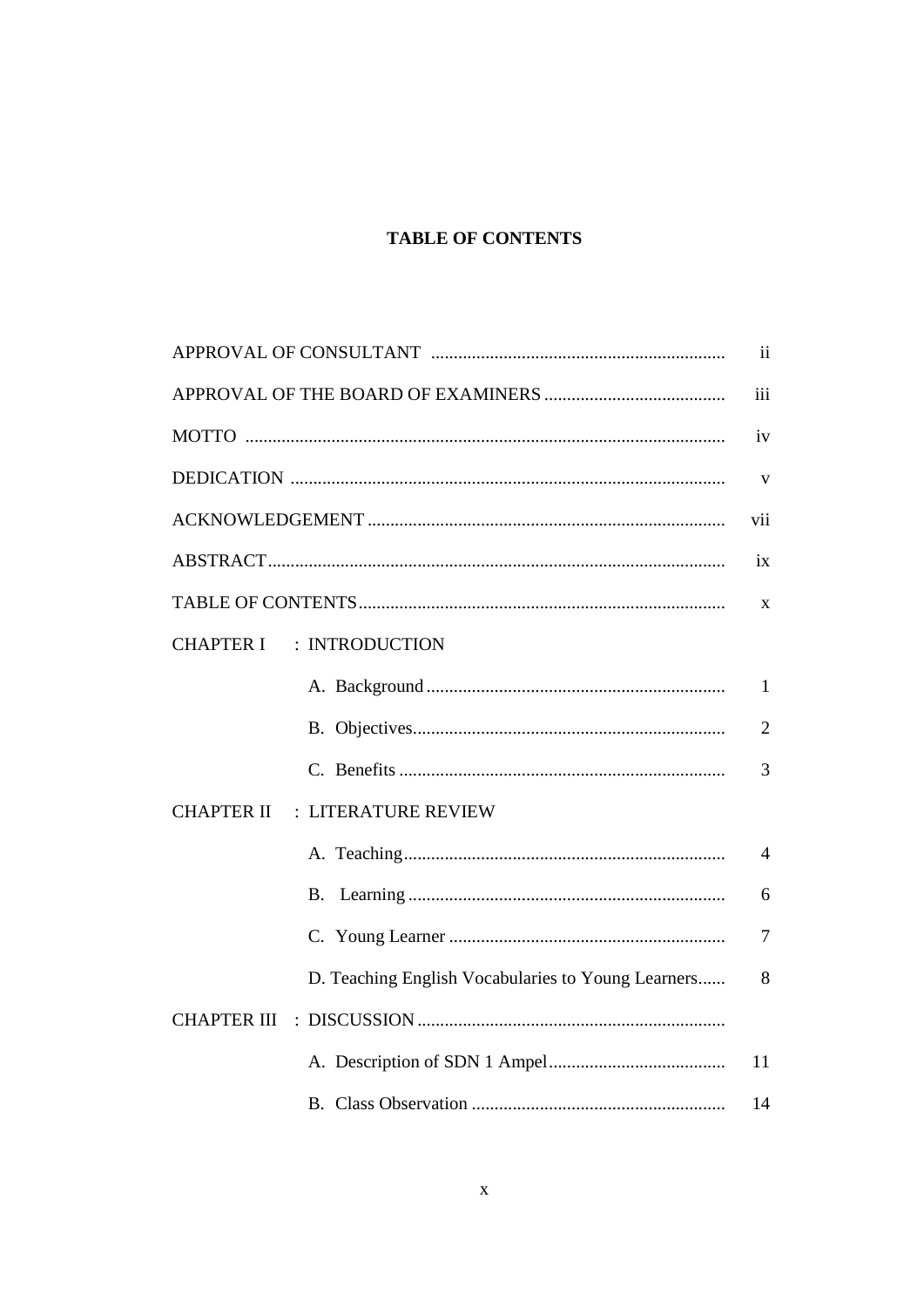# TABLE OF CONTENTS

| | |
|---|---|
| APPROVAL OF CONSULTANT | ii |
| APPROVAL OF THE BOARD OF EXAMINERS | iii |
| MOTTO | iv |
| DEDICATION | v |
| ACKNOWLEDGEMENT | vii |
| ABSTRACT | ix |
| TABLE OF CONTENTS | x |
| CHAPTER I : INTRODUCTION | |
| A. Background | 1 |
| B. Objectives | 2 |
| C. Benefits | 3 |
| CHAPTER II : LITERATURE REVIEW | |
| A. Teaching | 4 |
| B. Learning | 6 |
| C. Young Learner | 7 |
| D. Teaching English Vocabularies to Young Learners | 8 |
| CHAPTER III : DISCUSSION | |
| A. Description of SDN 1 Ampel | 11 |
| B. Class Observation | 14 |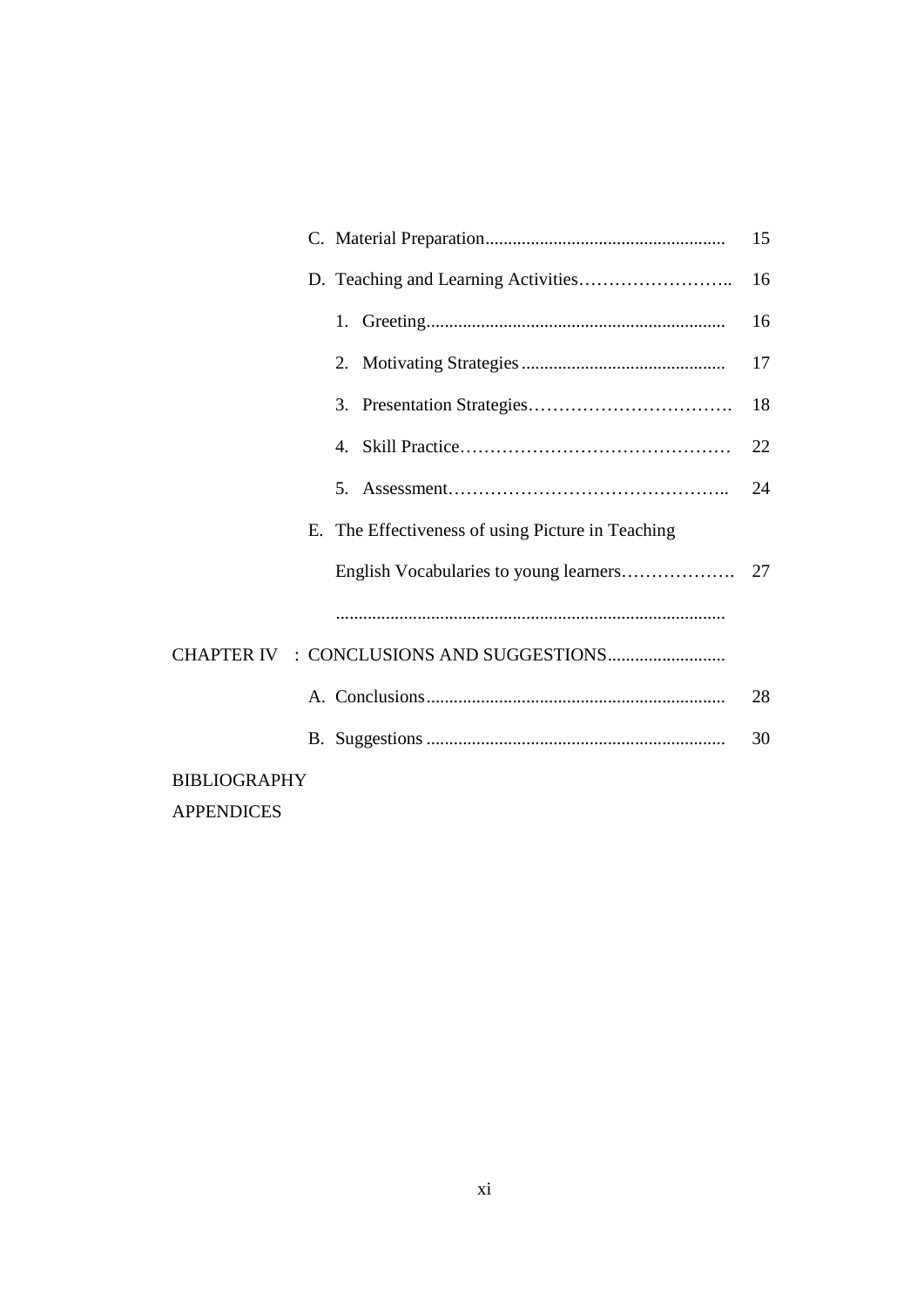C. Material Preparation..................................................... 15

D. Teaching and Learning Activities…………………….. 16

1. Greeting.................................................................. 16
2. Motivating Strategies ............................................. 17
3. Presentation Strategies……………………………. 18
4. Skill Practice……………………………………… 22
5. Assessment……………………………………….. 24

E. The Effectiveness of using Picture in Teaching English Vocabularies to young learners………………. 27

......................................................................................

CHAPTER IV : CONCLUSIONS AND SUGGESTIONS..........................

A. Conclusions................................................................. 28

B. Suggestions ................................................................. 30

BIBLIOGRAPHY

APPENDICES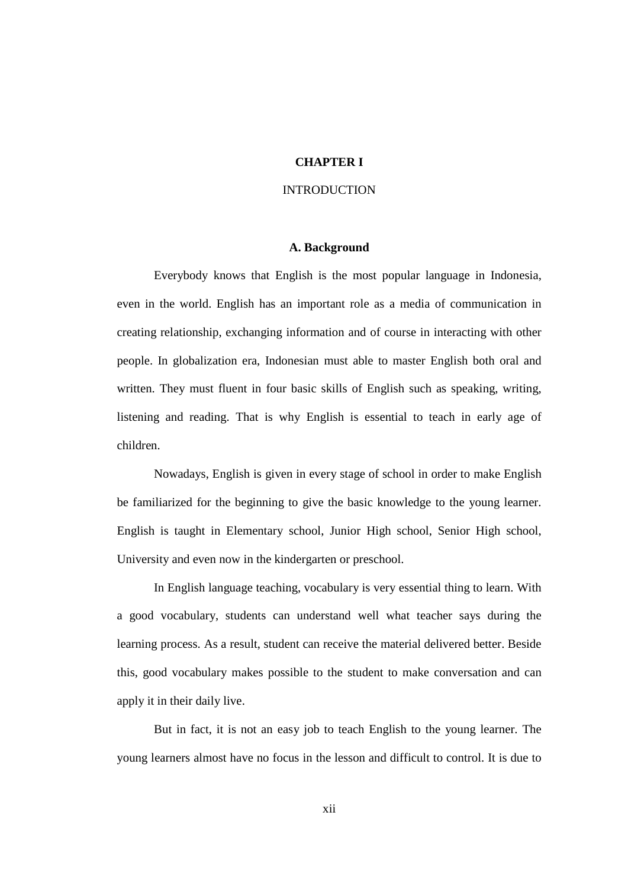# CHAPTER I

INTRODUCTION

## A. Background

Everybody knows that English is the most popular language in Indonesia, even in the world. English has an important role as a media of communication in creating relationship, exchanging information and of course in interacting with other people. In globalization era, Indonesian must able to master English both oral and written. They must fluent in four basic skills of English such as speaking, writing, listening and reading. That is why English is essential to teach in early age of children.

Nowadays, English is given in every stage of school in order to make English be familiarized for the beginning to give the basic knowledge to the young learner. English is taught in Elementary school, Junior High school, Senior High school, University and even now in the kindergarten or preschool.

In English language teaching, vocabulary is very essential thing to learn. With a good vocabulary, students can understand well what teacher says during the learning process. As a result, student can receive the material delivered better. Beside this, good vocabulary makes possible to the student to make conversation and can apply it in their daily live.

But in fact, it is not an easy job to teach English to the young learner. The young learners almost have no focus in the lesson and difficult to control. It is due to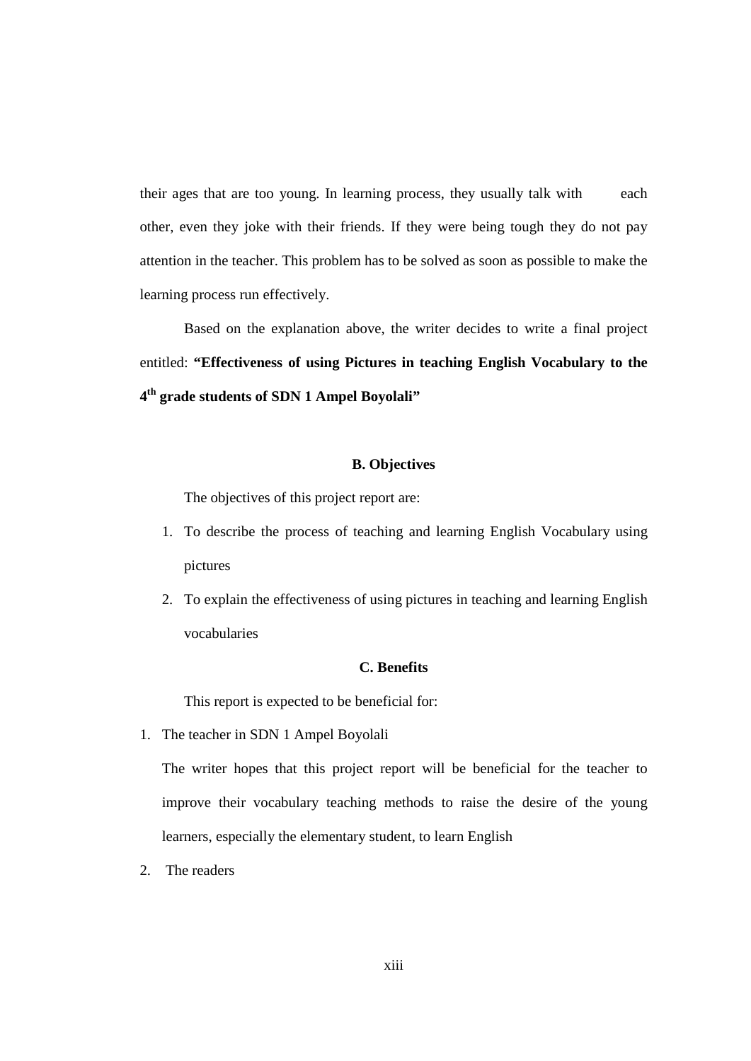their ages that are too young. In learning process, they usually talk with each other, even they joke with their friends. If they were being tough they do not pay attention in the teacher. This problem has to be solved as soon as possible to make the learning process run effectively.

Based on the explanation above, the writer decides to write a final project entitled: **"Effectiveness of using Pictures in teaching English Vocabulary to the 4th grade students of SDN 1 Ampel Boyolali"**

## B. Objectives

The objectives of this project report are:

1. To describe the process of teaching and learning English Vocabulary using pictures
2. To explain the effectiveness of using pictures in teaching and learning English vocabularies

## C. Benefits

This report is expected to be beneficial for:

1. The teacher in SDN 1 Ampel Boyolali

   The writer hopes that this project report will be beneficial for the teacher to improve their vocabulary teaching methods to raise the desire of the young learners, especially the elementary student, to learn English

2. The readers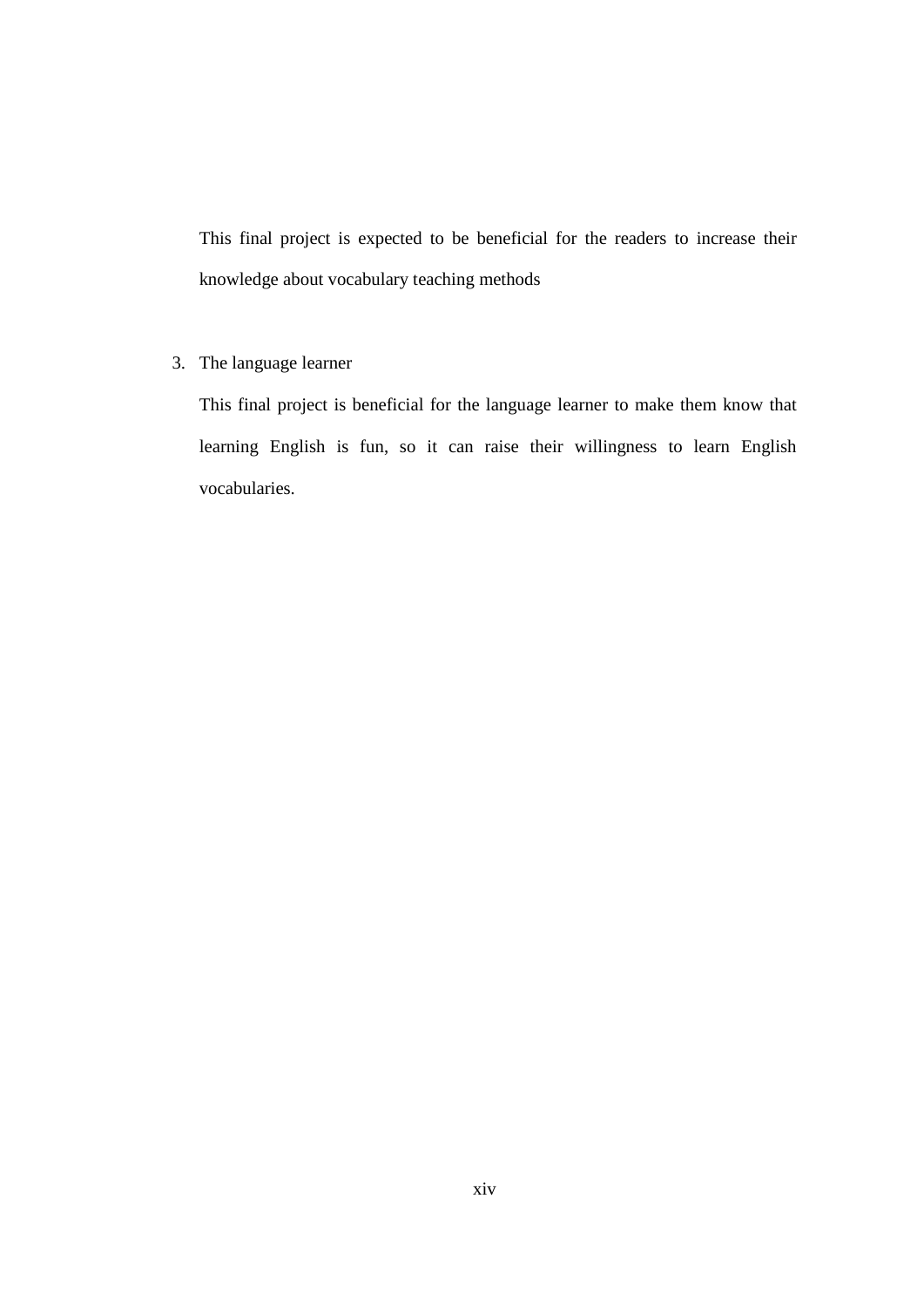This final project is expected to be beneficial for the readers to increase their knowledge about vocabulary teaching methods

3. The language learner

   This final project is beneficial for the language learner to make them know that learning English is fun, so it can raise their willingness to learn English vocabularies.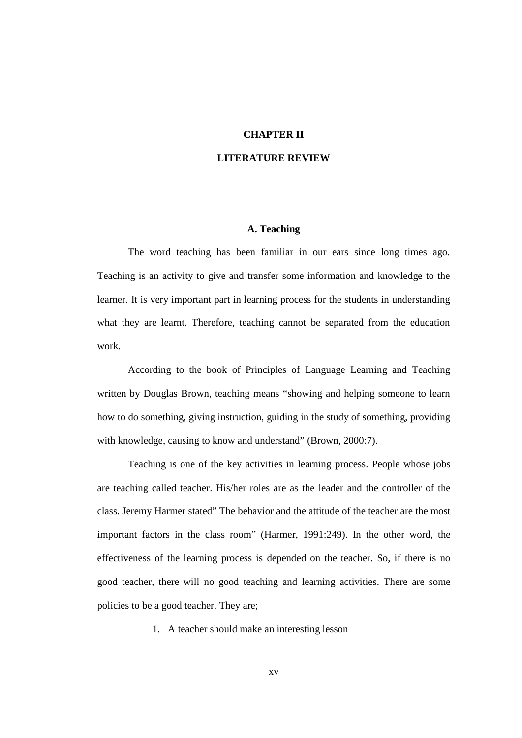# CHAPTER II

# LITERATURE REVIEW

## A. Teaching

The word teaching has been familiar in our ears since long times ago. Teaching is an activity to give and transfer some information and knowledge to the learner. It is very important part in learning process for the students in understanding what they are learnt. Therefore, teaching cannot be separated from the education work.

According to the book of Principles of Language Learning and Teaching written by Douglas Brown, teaching means "showing and helping someone to learn how to do something, giving instruction, guiding in the study of something, providing with knowledge, causing to know and understand" (Brown, 2000:7).

Teaching is one of the key activities in learning process. People whose jobs are teaching called teacher. His/her roles are as the leader and the controller of the class. Jeremy Harmer stated" The behavior and the attitude of the teacher are the most important factors in the class room" (Harmer, 1991:249). In the other word, the effectiveness of the learning process is depended on the teacher. So, if there is no good teacher, there will no good teaching and learning activities. There are some policies to be a good teacher. They are;

1. A teacher should make an interesting lesson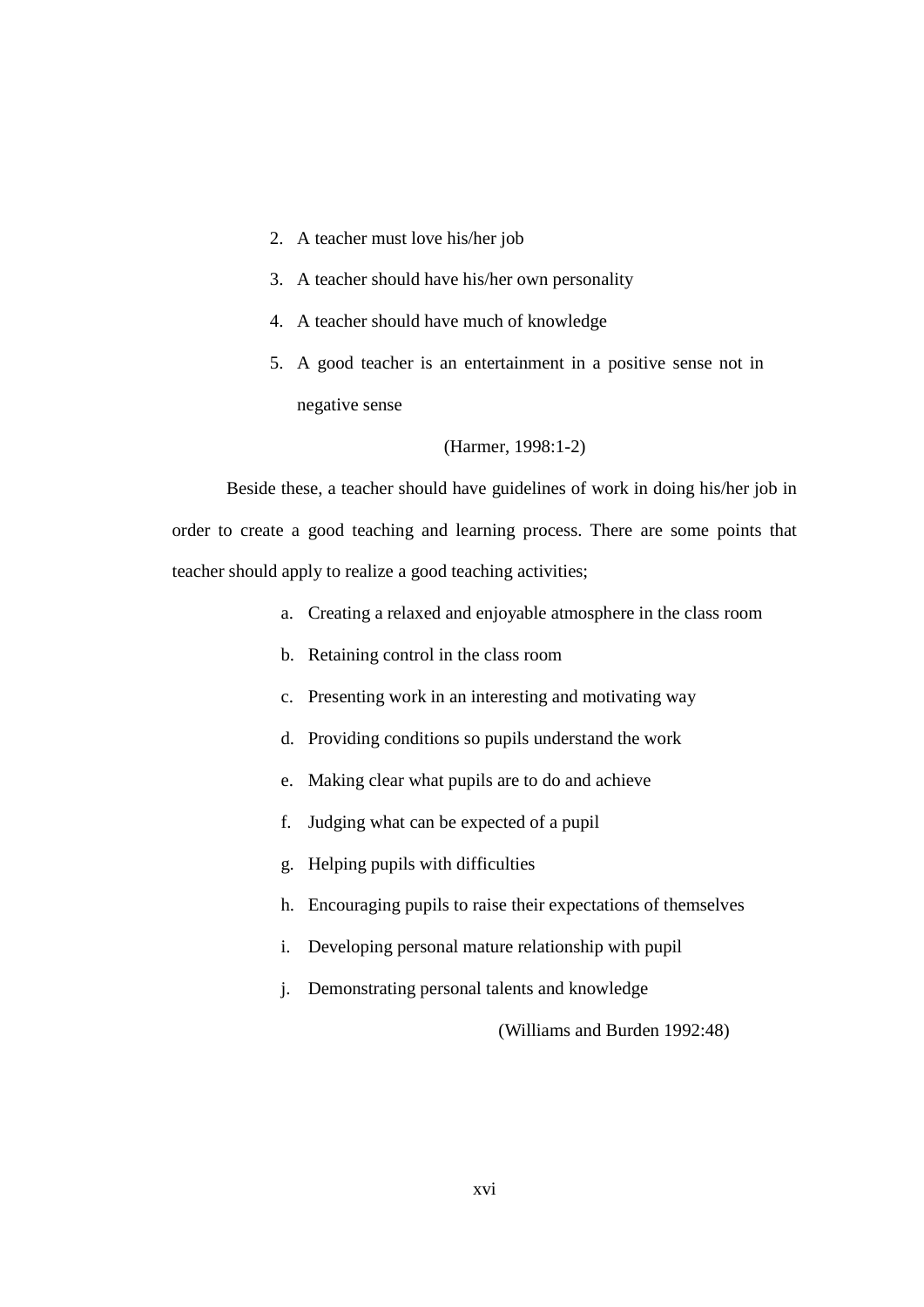2. A teacher must love his/her job
3. A teacher should have his/her own personality
4. A teacher should have much of knowledge
5. A good teacher is an entertainment in a positive sense not in negative sense

(Harmer, 1998:1-2)

Beside these, a teacher should have guidelines of work in doing his/her job in order to create a good teaching and learning process. There are some points that teacher should apply to realize a good teaching activities;

a. Creating a relaxed and enjoyable atmosphere in the class room
b. Retaining control in the class room
c. Presenting work in an interesting and motivating way
d. Providing conditions so pupils understand the work
e. Making clear what pupils are to do and achieve
f. Judging what can be expected of a pupil
g. Helping pupils with difficulties
h. Encouraging pupils to raise their expectations of themselves
i. Developing personal mature relationship with pupil
j. Demonstrating personal talents and knowledge

(Williams and Burden 1992:48)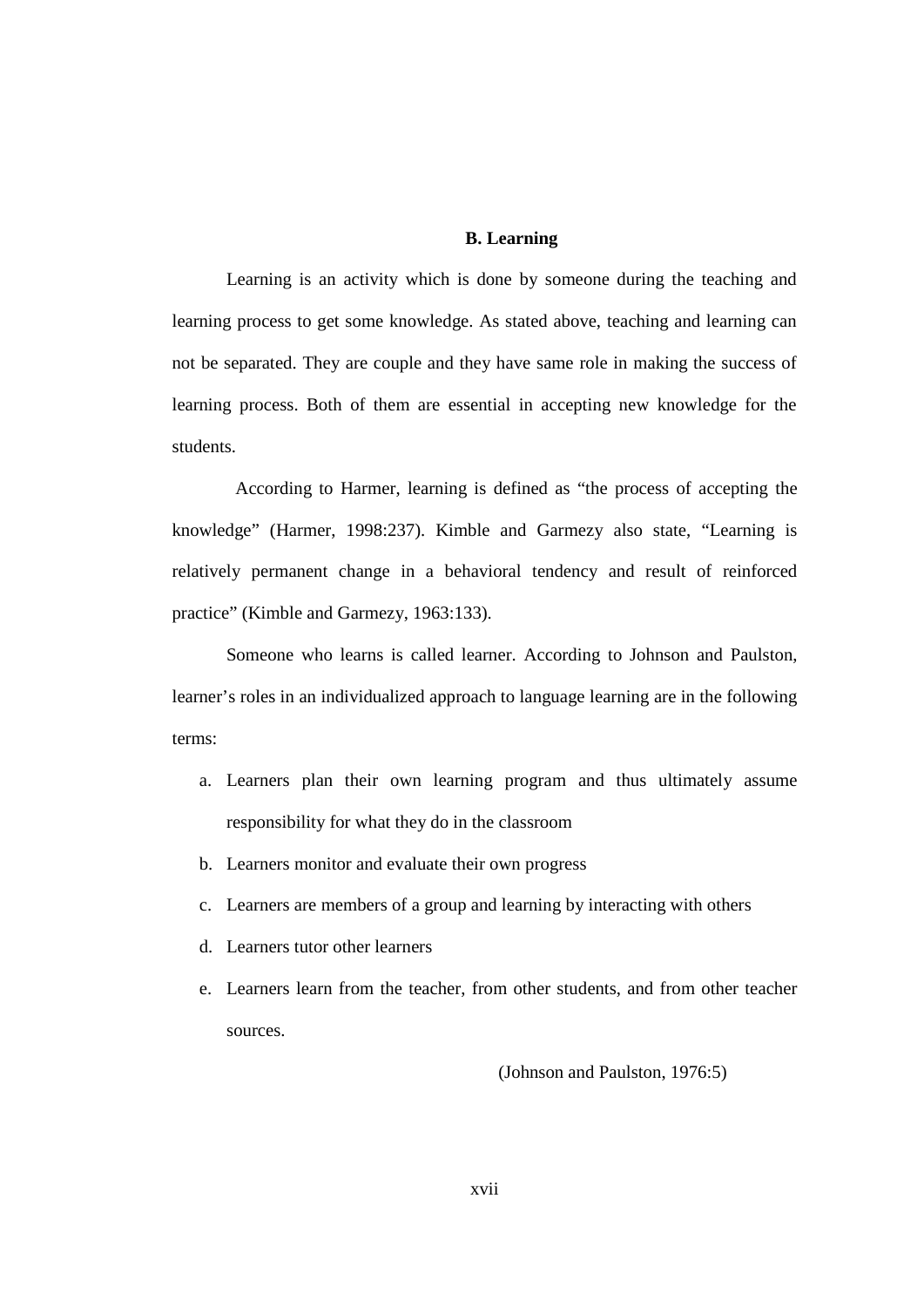## B. Learning

Learning is an activity which is done by someone during the teaching and learning process to get some knowledge. As stated above, teaching and learning can not be separated. They are couple and they have same role in making the success of learning process. Both of them are essential in accepting new knowledge for the students.

According to Harmer, learning is defined as "the process of accepting the knowledge" (Harmer, 1998:237). Kimble and Garmezy also state, "Learning is relatively permanent change in a behavioral tendency and result of reinforced practice" (Kimble and Garmezy, 1963:133).

Someone who learns is called learner. According to Johnson and Paulston, learner's roles in an individualized approach to language learning are in the following terms:

a. Learners plan their own learning program and thus ultimately assume responsibility for what they do in the classroom
b. Learners monitor and evaluate their own progress
c. Learners are members of a group and learning by interacting with others
d. Learners tutor other learners
e. Learners learn from the teacher, from other students, and from other teacher sources.

(Johnson and Paulston, 1976:5)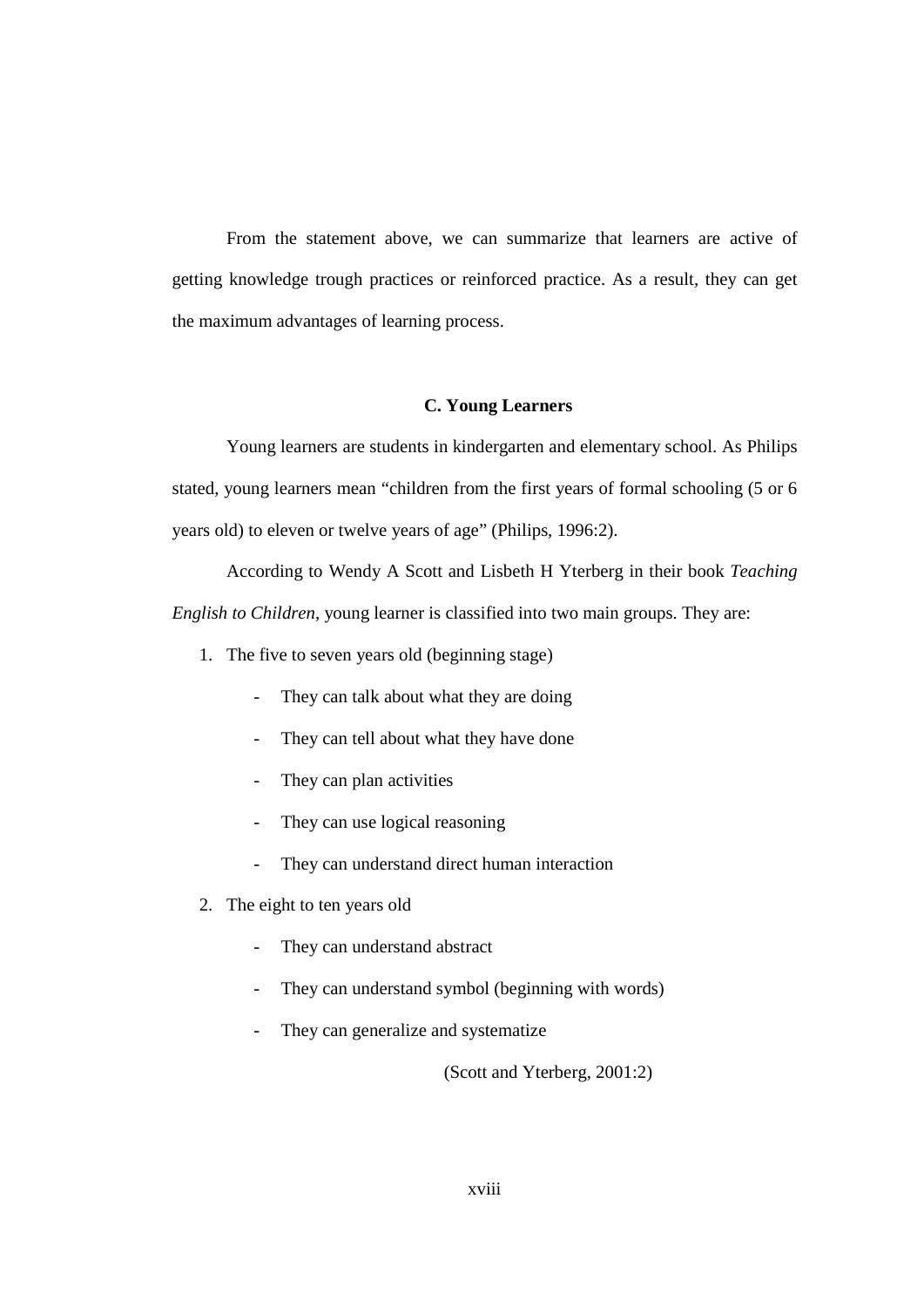From the statement above, we can summarize that learners are active of getting knowledge trough practices or reinforced practice. As a result, they can get the maximum advantages of learning process.

## C. Young Learners

Young learners are students in kindergarten and elementary school. As Philips stated, young learners mean "children from the first years of formal schooling (5 or 6 years old) to eleven or twelve years of age" (Philips, 1996:2).

According to Wendy A Scott and Lisbeth H Yterberg in their book *Teaching English to Children*, young learner is classified into two main groups. They are:

1. The five to seven years old (beginning stage)
   - They can talk about what they are doing
   - They can tell about what they have done
   - They can plan activities
   - They can use logical reasoning
   - They can understand direct human interaction
2. The eight to ten years old
   - They can understand abstract
   - They can understand symbol (beginning with words)
   - They can generalize and systematize

(Scott and Yterberg, 2001:2)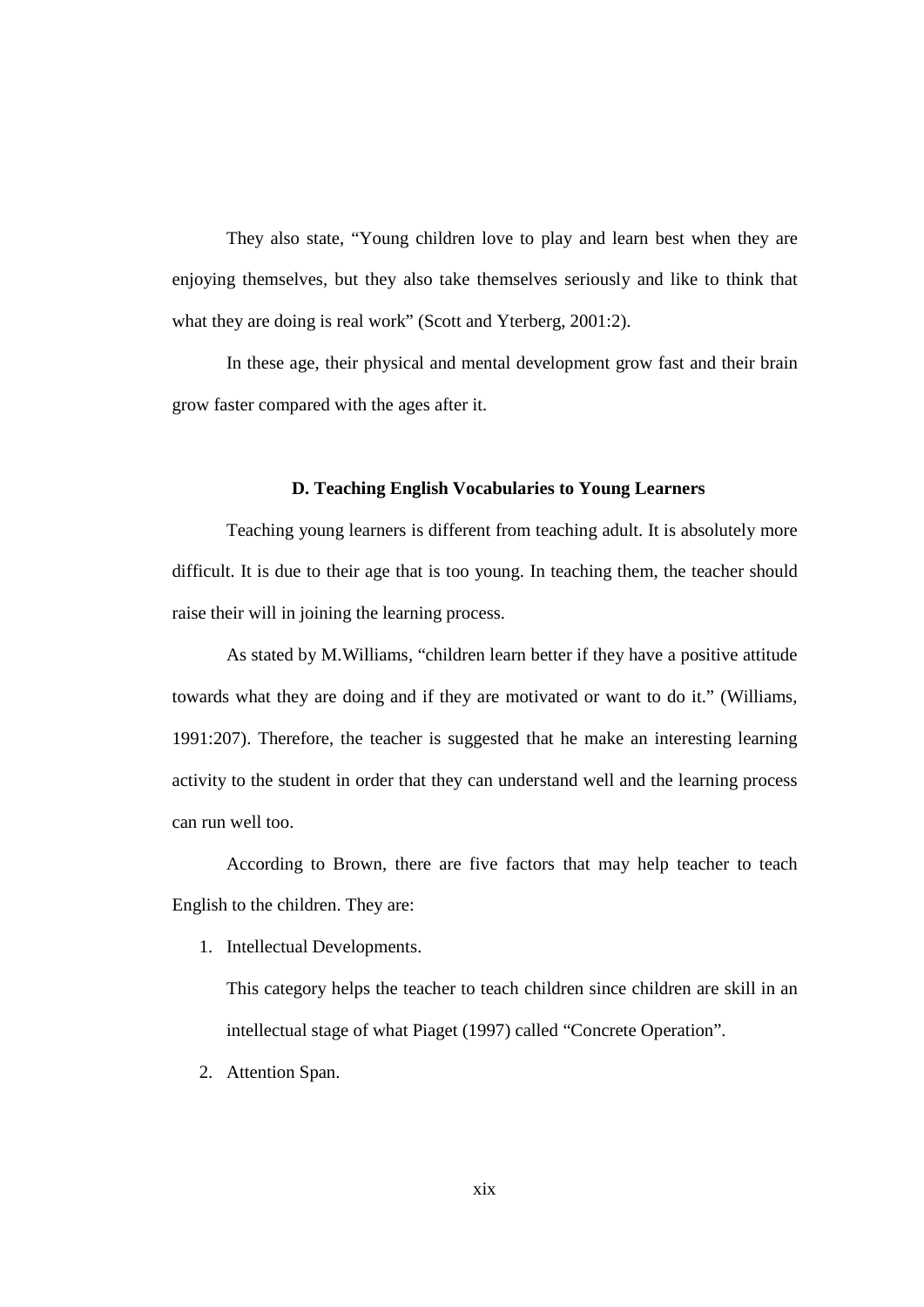They also state, “Young children love to play and learn best when they are enjoying themselves, but they also take themselves seriously and like to think that what they are doing is real work” (Scott and Yterberg, 2001:2).

In these age, their physical and mental development grow fast and their brain grow faster compared with the ages after it.

### D. Teaching English Vocabularies to Young Learners

Teaching young learners is different from teaching adult. It is absolutely more difficult. It is due to their age that is too young. In teaching them, the teacher should raise their will in joining the learning process.

As stated by M.Williams, “children learn better if they have a positive attitude towards what they are doing and if they are motivated or want to do it.” (Williams, 1991:207). Therefore, the teacher is suggested that he make an interesting learning activity to the student in order that they can understand well and the learning process can run well too.

According to Brown, there are five factors that may help teacher to teach English to the children. They are:

1. Intellectual Developments.

   This category helps the teacher to teach children since children are skill in an intellectual stage of what Piaget (1997) called “Concrete Operation”.

2. Attention Span.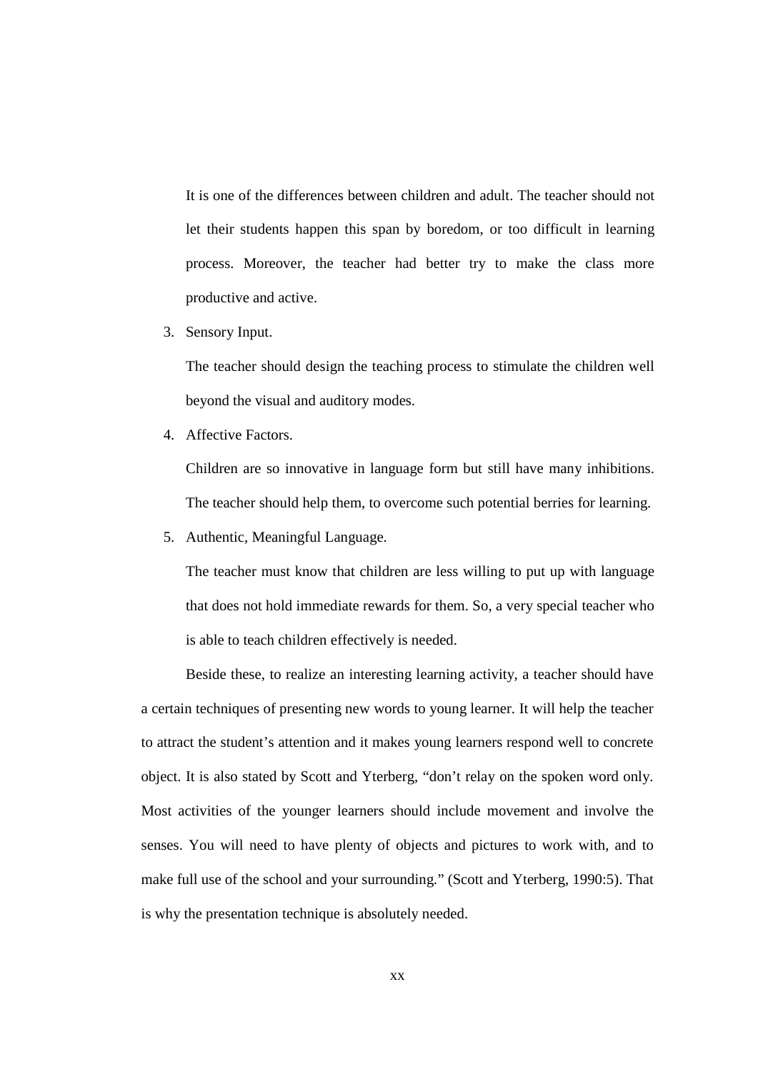It is one of the differences between children and adult. The teacher should not let their students happen this span by boredom, or too difficult in learning process. Moreover, the teacher had better try to make the class more productive and active.

3. Sensory Input.

   The teacher should design the teaching process to stimulate the children well beyond the visual and auditory modes.

4. Affective Factors.

   Children are so innovative in language form but still have many inhibitions. The teacher should help them, to overcome such potential berries for learning.

5. Authentic, Meaningful Language.

   The teacher must know that children are less willing to put up with language that does not hold immediate rewards for them. So, a very special teacher who is able to teach children effectively is needed.

Beside these, to realize an interesting learning activity, a teacher should have a certain techniques of presenting new words to young learner. It will help the teacher to attract the student's attention and it makes young learners respond well to concrete object. It is also stated by Scott and Yterberg, "don't relay on the spoken word only. Most activities of the younger learners should include movement and involve the senses. You will need to have plenty of objects and pictures to work with, and to make full use of the school and your surrounding." (Scott and Yterberg, 1990:5). That is why the presentation technique is absolutely needed.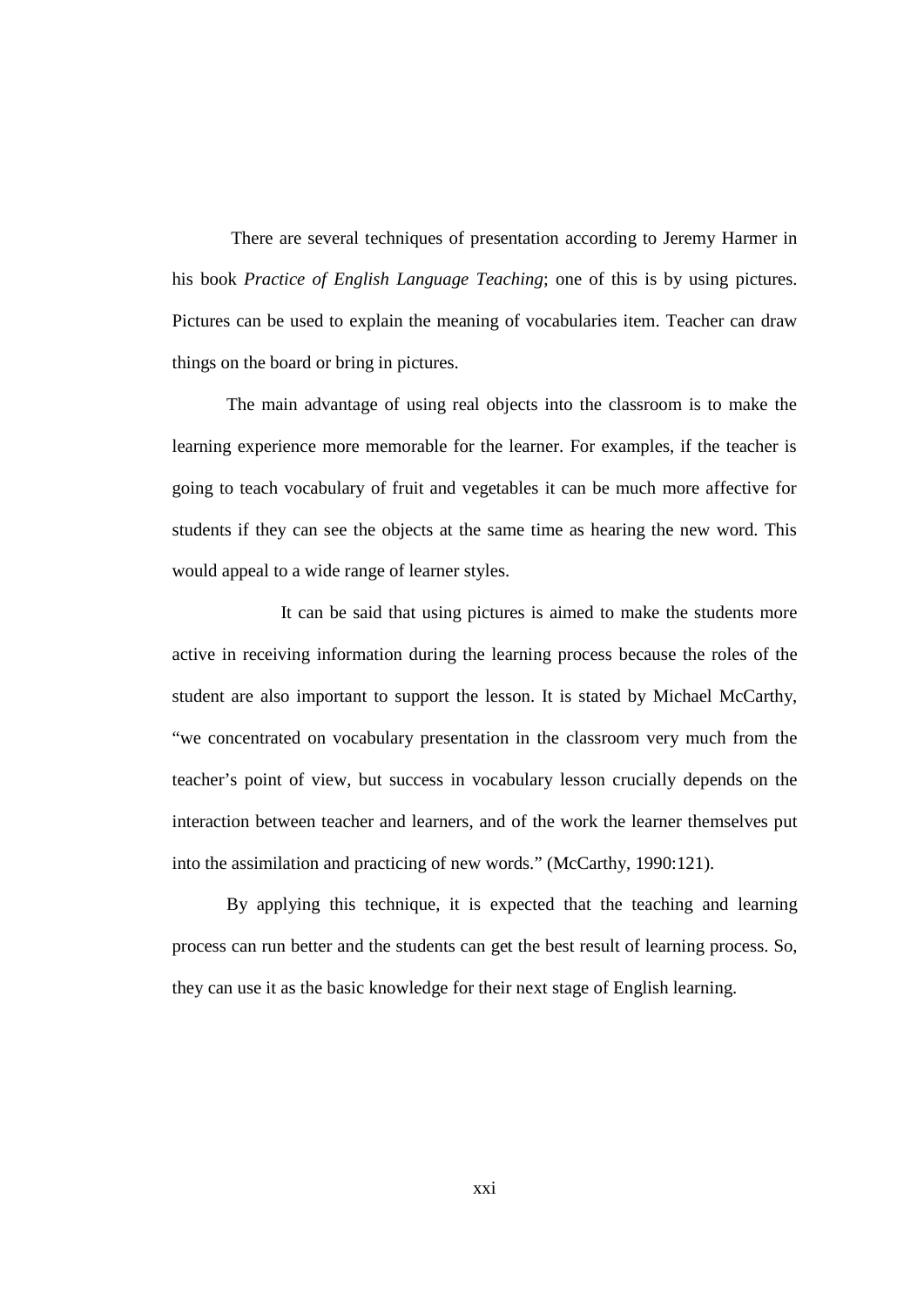There are several techniques of presentation according to Jeremy Harmer in his book *Practice of English Language Teaching*; one of this is by using pictures. Pictures can be used to explain the meaning of vocabularies item. Teacher can draw things on the board or bring in pictures.

The main advantage of using real objects into the classroom is to make the learning experience more memorable for the learner. For examples, if the teacher is going to teach vocabulary of fruit and vegetables it can be much more affective for students if they can see the objects at the same time as hearing the new word. This would appeal to a wide range of learner styles.

It can be said that using pictures is aimed to make the students more active in receiving information during the learning process because the roles of the student are also important to support the lesson. It is stated by Michael McCarthy, "we concentrated on vocabulary presentation in the classroom very much from the teacher's point of view, but success in vocabulary lesson crucially depends on the interaction between teacher and learners, and of the work the learner themselves put into the assimilation and practicing of new words." (McCarthy, 1990:121).

By applying this technique, it is expected that the teaching and learning process can run better and the students can get the best result of learning process. So, they can use it as the basic knowledge for their next stage of English learning.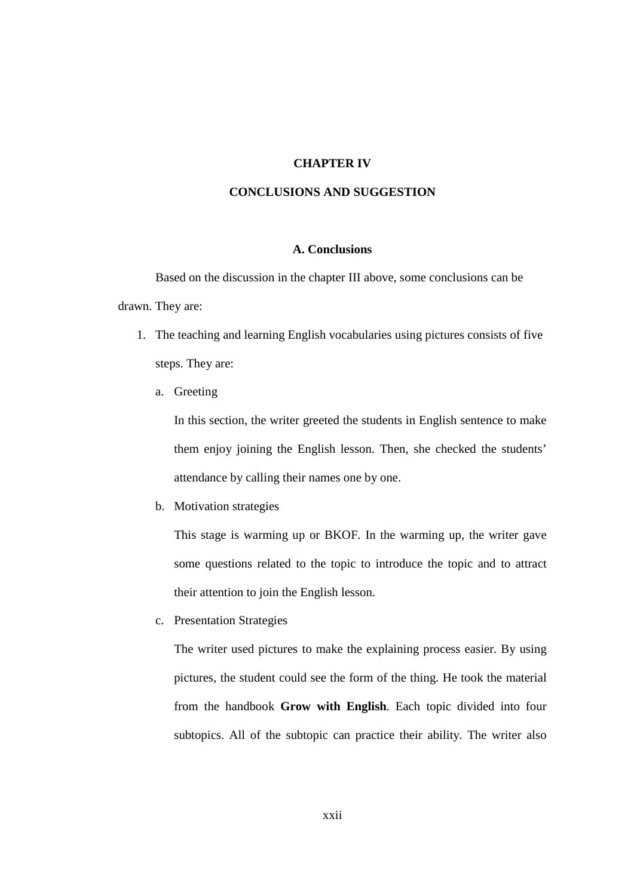# CHAPTER IV

# CONCLUSIONS AND SUGGESTION

## A. Conclusions

Based on the discussion in the chapter III above, some conclusions can be drawn. They are:

1. The teaching and learning English vocabularies using pictures consists of five steps. They are:

   a. Greeting

      In this section, the writer greeted the students in English sentence to make them enjoy joining the English lesson. Then, she checked the students' attendance by calling their names one by one.

   b. Motivation strategies

      This stage is warming up or BKOF. In the warming up, the writer gave some questions related to the topic to introduce the topic and to attract their attention to join the English lesson.

   c. Presentation Strategies

      The writer used pictures to make the explaining process easier. By using pictures, the student could see the form of the thing. He took the material from the handbook **Grow with English**. Each topic divided into four subtopics. All of the subtopic can practice their ability. The writer also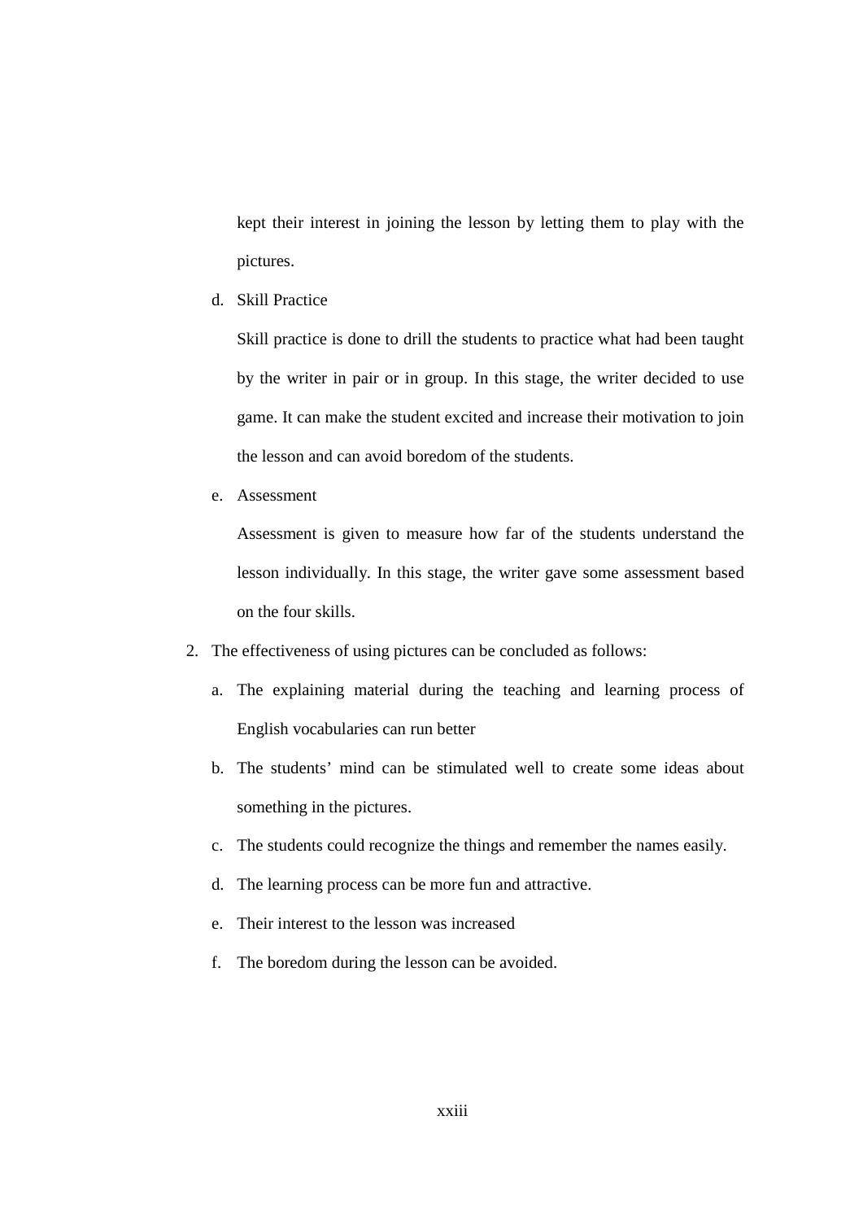kept their interest in joining the lesson by letting them to play with the pictures.

d. Skill Practice

   Skill practice is done to drill the students to practice what had been taught by the writer in pair or in group. In this stage, the writer decided to use game. It can make the student excited and increase their motivation to join the lesson and can avoid boredom of the students.

e. Assessment

   Assessment is given to measure how far of the students understand the lesson individually. In this stage, the writer gave some assessment based on the four skills.

2. The effectiveness of using pictures can be concluded as follows:

   a. The explaining material during the teaching and learning process of English vocabularies can run better
   b. The students' mind can be stimulated well to create some ideas about something in the pictures.
   c. The students could recognize the things and remember the names easily.
   d. The learning process can be more fun and attractive.
   e. Their interest to the lesson was increased
   f. The boredom during the lesson can be avoided.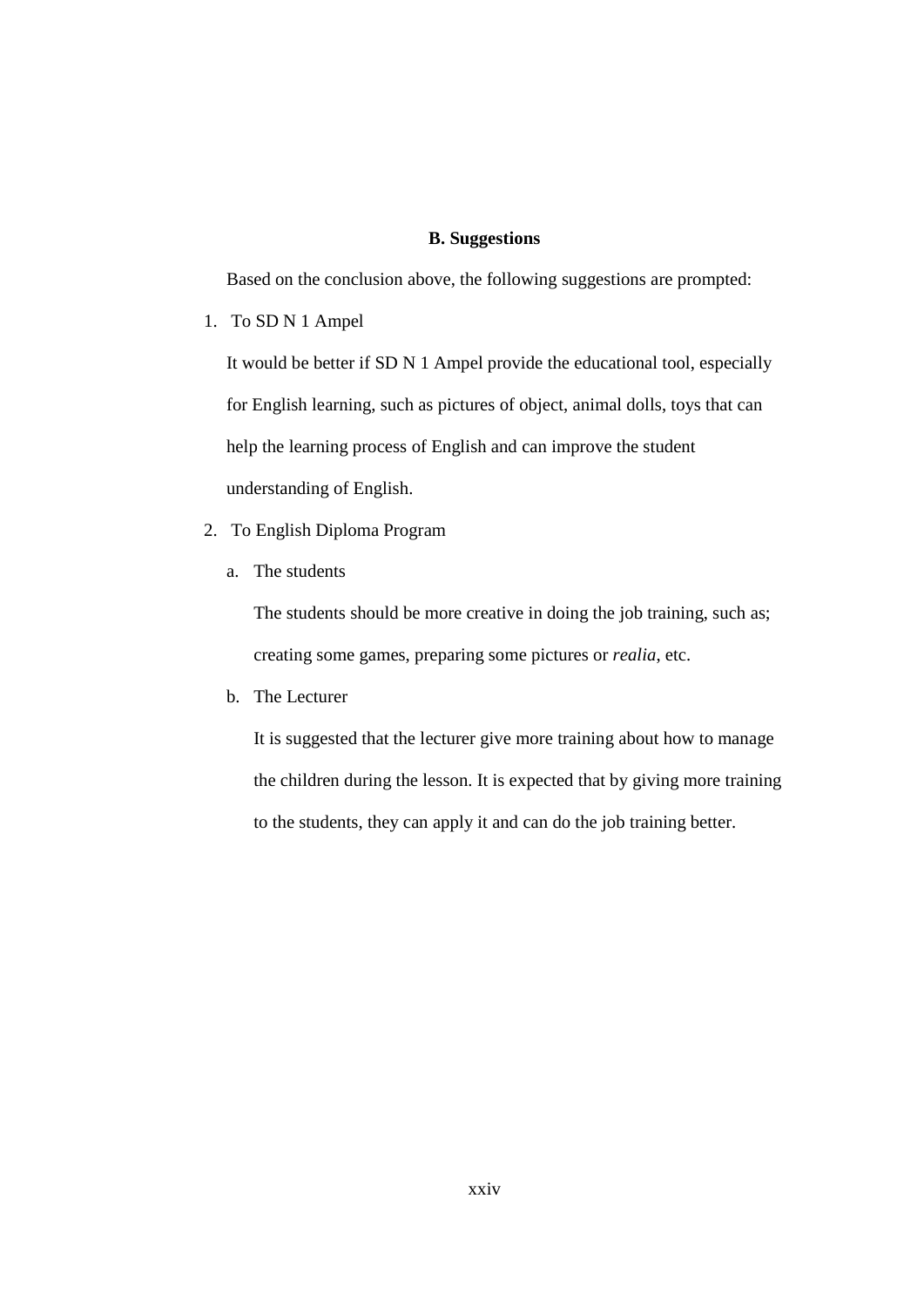## B. Suggestions

Based on the conclusion above, the following suggestions are prompted:

1. To SD N 1 Ampel

   It would be better if SD N 1 Ampel provide the educational tool, especially for English learning, such as pictures of object, animal dolls, toys that can help the learning process of English and can improve the student understanding of English.

2. To English Diploma Program

   a. The students

      The students should be more creative in doing the job training, such as; creating some games, preparing some pictures or *realia*, etc.

   b. The Lecturer

      It is suggested that the lecturer give more training about how to manage the children during the lesson. It is expected that by giving more training to the students, they can apply it and can do the job training better.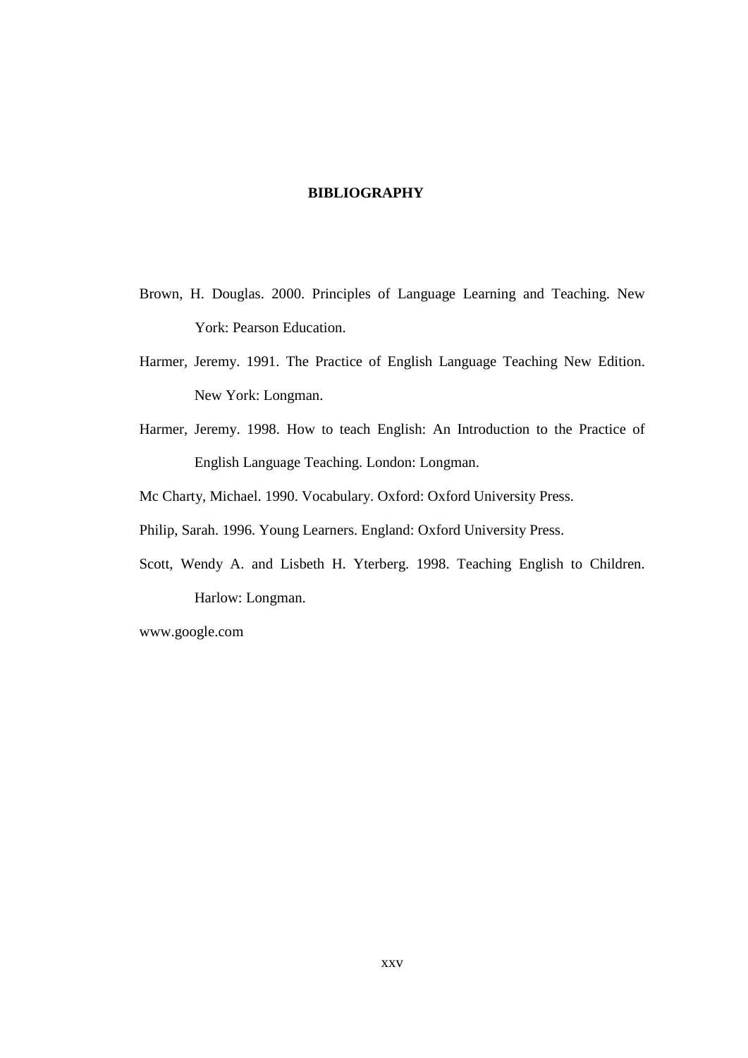# BIBLIOGRAPHY

Brown, H. Douglas. 2000. Principles of Language Learning and Teaching. New York: Pearson Education.

Harmer, Jeremy. 1991. The Practice of English Language Teaching New Edition. New York: Longman.

Harmer, Jeremy. 1998. How to teach English: An Introduction to the Practice of English Language Teaching. London: Longman.

Mc Charty, Michael. 1990. Vocabulary. Oxford: Oxford University Press.

Philip, Sarah. 1996. Young Learners. England: Oxford University Press.

Scott, Wendy A. and Lisbeth H. Yterberg. 1998. Teaching English to Children. Harlow: Longman.

www.google.com